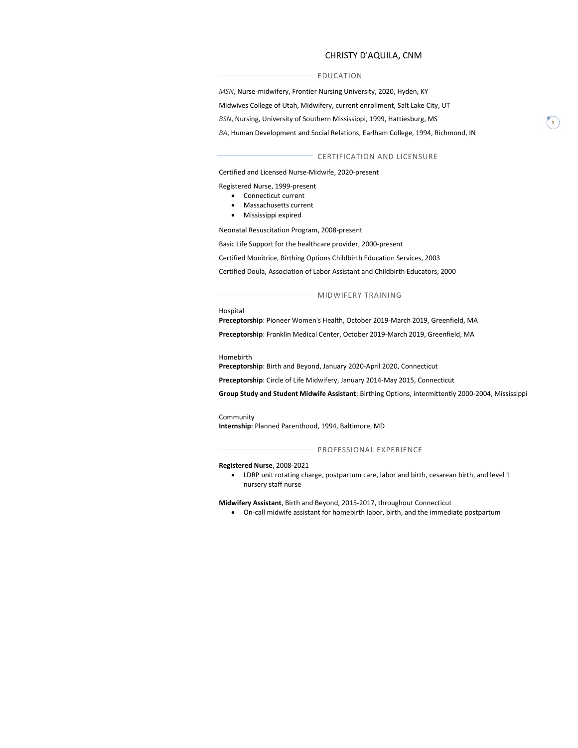# CHRISTY D'AQUILA, CNM

## EDUCATION

*MSN*, Nurse-midwifery, Frontier Nursing University, 2020, Hyden, KY

Midwives College of Utah, Midwifery, current enrollment, Salt Lake City, UT

*BSN*, Nursing, University of Southern Mississippi, 1999, Hattiesburg, MS

*BA*, Human Development and Social Relations, Earlham College, 1994, Richmond, IN

## CERTIFICATION AND LICENSURE

Certified and Licensed Nurse-Midwife, 2020-present

Registered Nurse, 1999-present

- Connecticut current
- Massachusetts current
- Mississippi expired

Neonatal Resuscitation Program, 2008-present

Basic Life Support for the healthcare provider, 2000-present

Certified Monitrice, Birthing Options Childbirth Education Services, 2003

Certified Doula, Association of Labor Assistant and Childbirth Educators, 2000

## MIDWIFERY TRAINING

Hospital

**Preceptorship**: Pioneer Women's Health, October 2019-March 2019, Greenfield, MA

**Preceptorship**: Franklin Medical Center, October 2019-March 2019, Greenfield, MA

Homebirth

**Preceptorship**: Birth and Beyond, January 2020-April 2020, Connecticut

**Preceptorship**: Circle of Life Midwifery, January 2014-May 2015, Connecticut

**Group Study and Student Midwife Assistant**: Birthing Options, intermittently 2000-2004, Mississippi

Community

**Internship**: Planned Parenthood, 1994, Baltimore, MD

## PROFESSIONAL EXPERIENCE

**Registered Nurse**, 2008-2021

- LDRP unit rotating charge, postpartum care, labor and birth, cesarean birth, and level 1 nursery staff nurse

**Midwifery Assistant**, Birth and Beyond, 2015-2017, throughout Connecticut

- On-call midwife assistant for homebirth labor, birth, and the immediate postpartum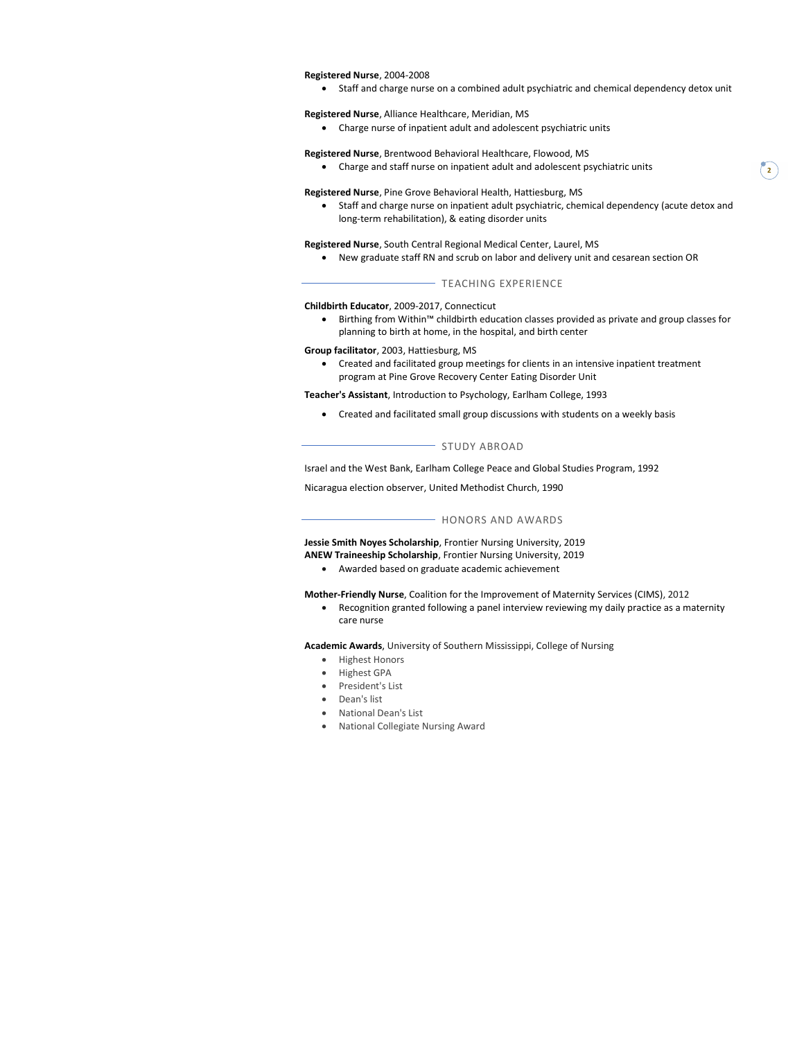**Registered Nurse**, 2004-2008

- Staff and charge nurse on a combined adult psychiatric and chemical dependency detox unit

**Registered Nurse**, Alliance Healthcare, Meridian, MS

- Charge nurse of inpatient adult and adolescent psychiatric units

**Registered Nurse**, Brentwood Behavioral Healthcare, Flowood, MS

- Charge and staff nurse on inpatient adult and adolescent psychiatric units

**Registered Nurse**, Pine Grove Behavioral Health, Hattiesburg, MS

- Staff and charge nurse on inpatient adult psychiatric, chemical dependency (acute detox and long-term rehabilitation), & eating disorder units

**Registered Nurse**, South Central Regional Medical Center, Laurel, MS

- New graduate staff RN and scrub on labor and delivery unit and cesarean section OR

## TEACHING EXPERIENCE

**Childbirth Educator**, 2009-2017, Connecticut

- Birthing from Within™ childbirth education classes provided as private and group classes for planning to birth at home, in the hospital, and birth center

**Group facilitator**, 2003, Hattiesburg, MS

- Created and facilitated group meetings for clients in an intensive inpatient treatment program at Pine Grove Recovery Center Eating Disorder Unit

**Teacher's Assistant**, Introduction to Psychology, Earlham College, 1993

- Created and facilitated small group discussions with students on a weekly basis

## STUDY ABROAD

Israel and the West Bank, Earlham College Peace and Global Studies Program, 1992

Nicaragua election observer, United Methodist Church, 1990

## HONORS AND AWARDS

**Jessie Smith Noyes Scholarship**, Frontier Nursing University, 2019
**ANEW Traineeship Scholarship**, Frontier Nursing University, 2019

- Awarded based on graduate academic achievement

**Mother-Friendly Nurse**, Coalition for the Improvement of Maternity Services (CIMS), 2012

- Recognition granted following a panel interview reviewing my daily practice as a maternity care nurse

**Academic Awards**, University of Southern Mississippi, College of Nursing

- Highest Honors
- Highest GPA
- President's List
- Dean's list
- National Dean's List
- National Collegiate Nursing Award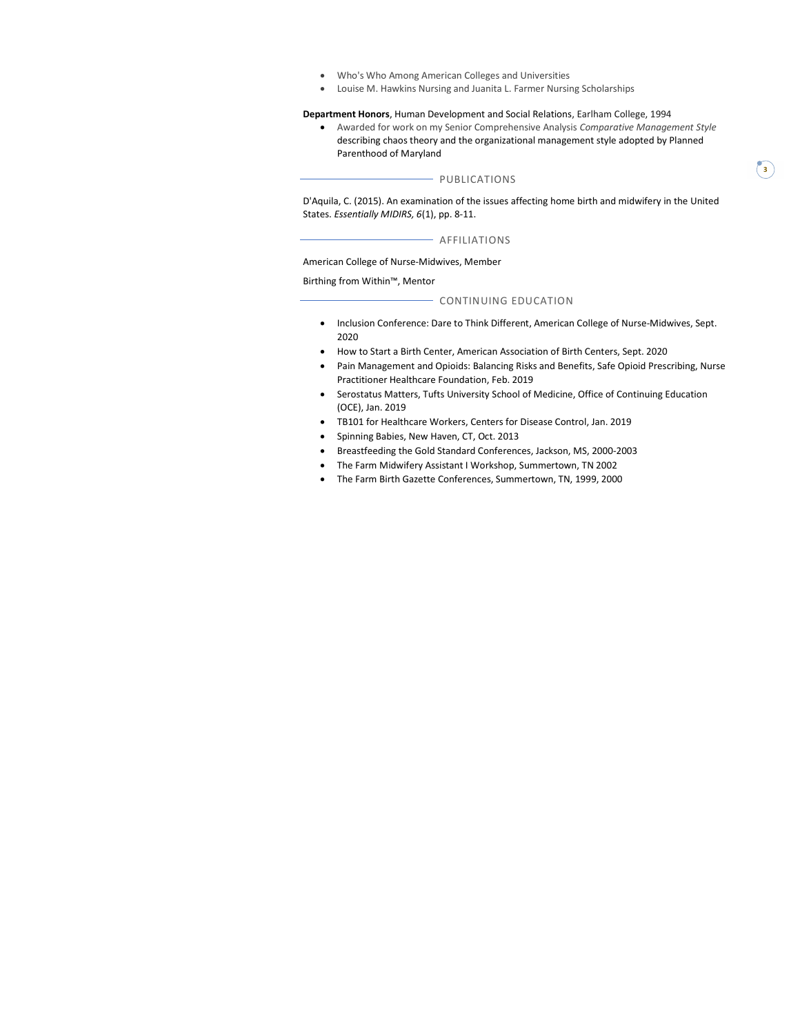- Who's Who Among American Colleges and Universities
- Louise M. Hawkins Nursing and Juanita L. Farmer Nursing Scholarships

**Department Honors**, Human Development and Social Relations, Earlham College, 1994

- Awarded for work on my Senior Comprehensive Analysis *Comparative Management Style* describing chaos theory and the organizational management style adopted by Planned Parenthood of Maryland

## PUBLICATIONS

D'Aquila, C. (2015). An examination of the issues affecting home birth and midwifery in the United States. *Essentially MIDIRS, 6*(1), pp. 8-11.

## AFFILIATIONS

American College of Nurse-Midwives, Member

Birthing from Within™, Mentor

## CONTINUING EDUCATION

- Inclusion Conference: Dare to Think Different, American College of Nurse-Midwives, Sept. 2020
- How to Start a Birth Center, American Association of Birth Centers, Sept. 2020
- Pain Management and Opioids: Balancing Risks and Benefits, Safe Opioid Prescribing, Nurse Practitioner Healthcare Foundation, Feb. 2019
- Serostatus Matters, Tufts University School of Medicine, Office of Continuing Education (OCE), Jan. 2019
- TB101 for Healthcare Workers, Centers for Disease Control, Jan. 2019
- Spinning Babies, New Haven, CT, Oct. 2013
- Breastfeeding the Gold Standard Conferences, Jackson, MS, 2000-2003
- The Farm Midwifery Assistant I Workshop, Summertown, TN 2002
- The Farm Birth Gazette Conferences, Summertown, TN, 1999, 2000